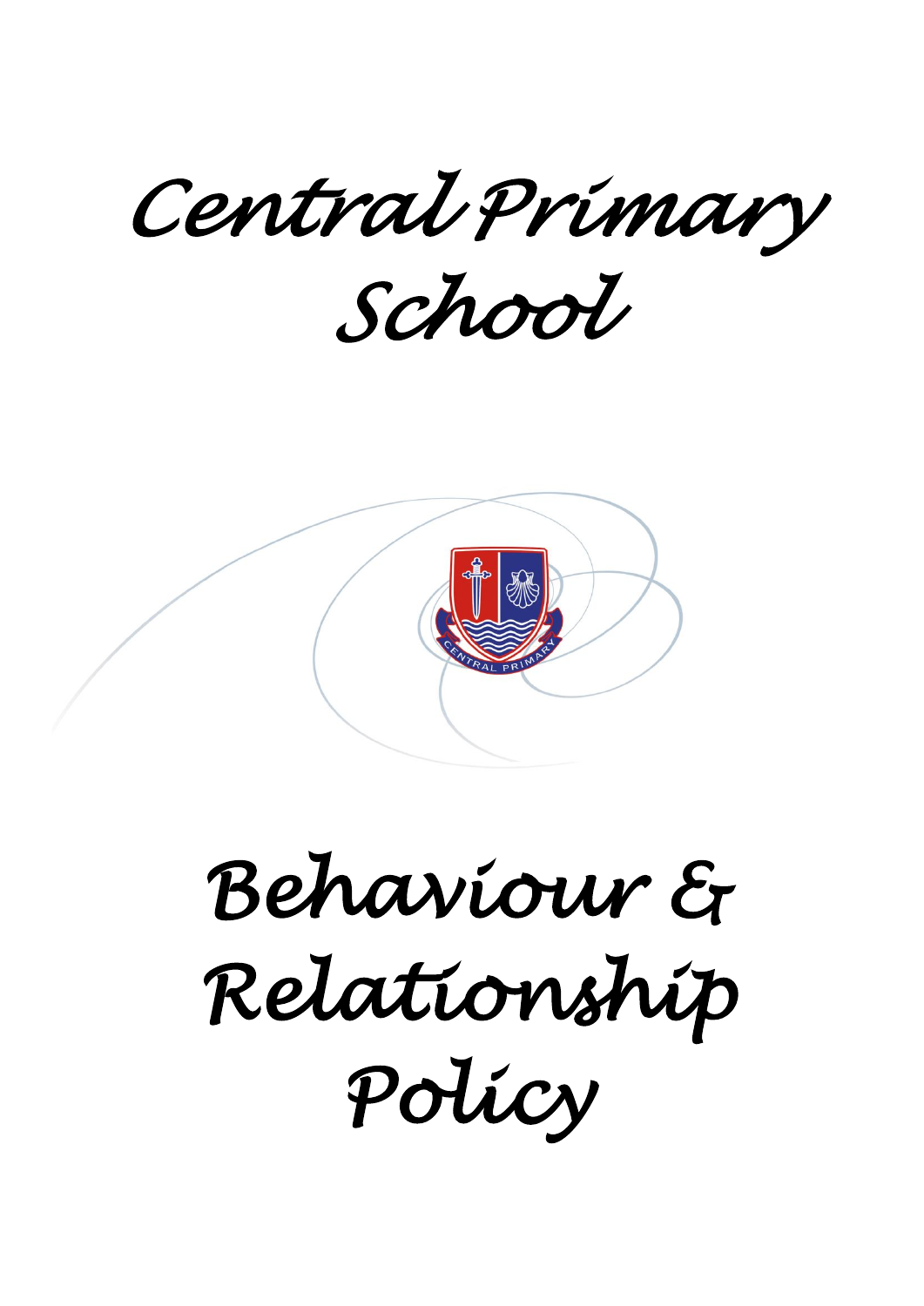# Central Primary School

# Behaviour & Relationship Policy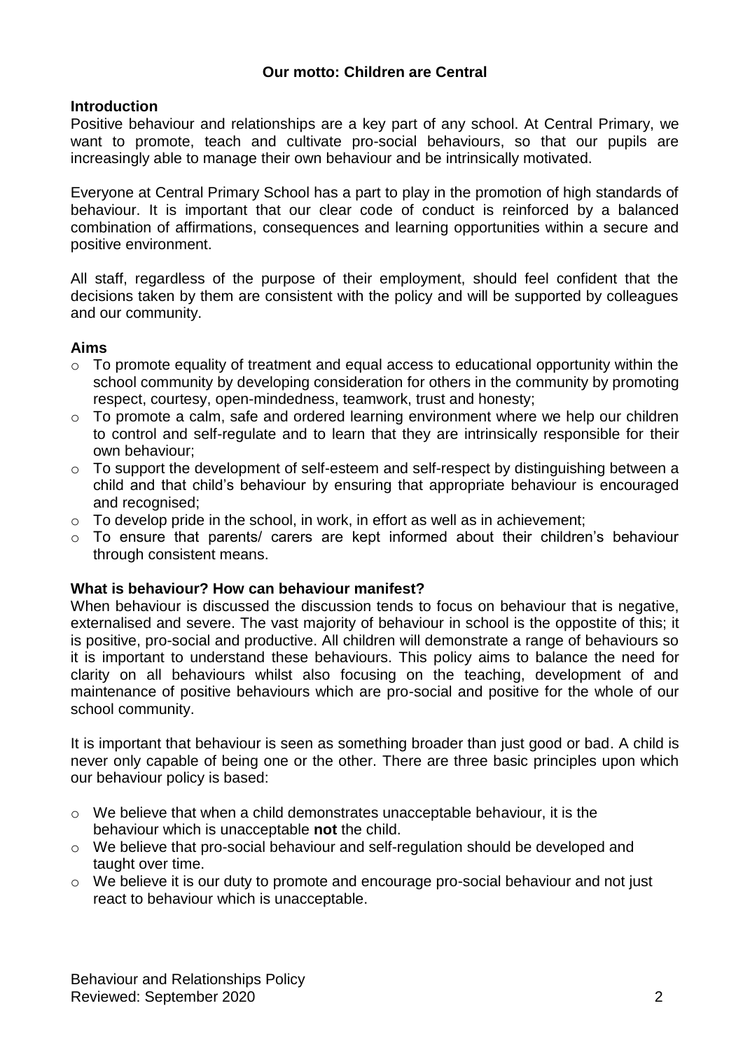**Our motto: Children are Central**

## Introduction

Positive behaviour and relationships are a key part of any school. At Central Primary, we want to promote, teach and cultivate pro-social behaviours, so that our pupils are increasingly able to manage their own behaviour and be intrinsically motivated.

Everyone at Central Primary School has a part to play in the promotion of high standards of behaviour. It is important that our clear code of conduct is reinforced by a balanced combination of affirmations, consequences and learning opportunities within a secure and positive environment.

All staff, regardless of the purpose of their employment, should feel confident that the decisions taken by them are consistent with the policy and will be supported by colleagues and our community.

## Aims

- To promote equality of treatment and equal access to educational opportunity within the school community by developing consideration for others in the community by promoting respect, courtesy, open-mindedness, teamwork, trust and honesty;
- To promote a calm, safe and ordered learning environment where we help our children to control and self-regulate and to learn that they are intrinsically responsible for their own behaviour;
- To support the development of self-esteem and self-respect by distinguishing between a child and that child's behaviour by ensuring that appropriate behaviour is encouraged and recognised;
- To develop pride in the school, in work, in effort as well as in achievement;
- To ensure that parents/ carers are kept informed about their children's behaviour through consistent means.

## What is behaviour? How can behaviour manifest?

When behaviour is discussed the discussion tends to focus on behaviour that is negative, externalised and severe. The vast majority of behaviour in school is the oppostite of this; it is positive, pro-social and productive. All children will demonstrate a range of behaviours so it is important to understand these behaviours. This policy aims to balance the need for clarity on all behaviours whilst also focusing on the teaching, development of and maintenance of positive behaviours which are pro-social and positive for the whole of our school community.

It is important that behaviour is seen as something broader than just good or bad. A child is never only capable of being one or the other. There are three basic principles upon which our behaviour policy is based:

- We believe that when a child demonstrates unacceptable behaviour, it is the behaviour which is unacceptable **not** the child.
- We believe that pro-social behaviour and self-regulation should be developed and taught over time.
- We believe it is our duty to promote and encourage pro-social behaviour and not just react to behaviour which is unacceptable.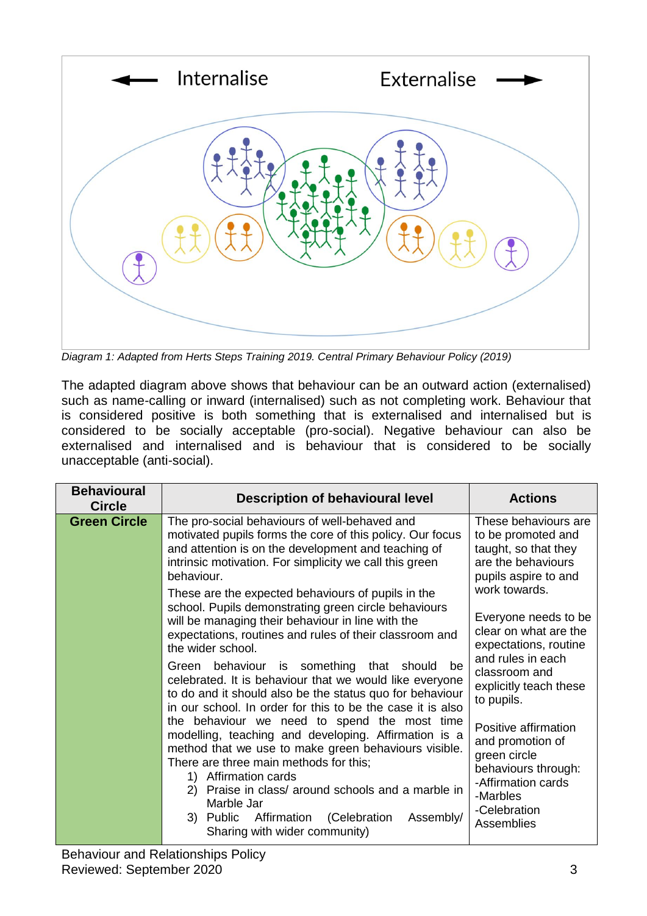Internalise — Externalise

*Diagram 1: Adapted from Herts Steps Training 2019. Central Primary Behaviour Policy (2019)*

The adapted diagram above shows that behaviour can be an outward action (externalised) such as name-calling or inward (internalised) such as not completing work. Behaviour that is considered positive is both something that is externalised and internalised but is considered to be socially acceptable (pro-social). Negative behaviour can also be externalised and internalised and is behaviour that is considered to be socially unacceptable (anti-social).

| Behavioural Circle | Description of behavioural level | Actions |
| --- | --- | --- |
| **Green Circle** | The pro-social behaviours of well-behaved and motivated pupils forms the core of this policy. Our focus and attention is on the development and teaching of intrinsic motivation. For simplicity we call this green behaviour.<br><br>These are the expected behaviours of pupils in the school. Pupils demonstrating green circle behaviours will be managing their behaviour in line with the expectations, routines and rules of their classroom and the wider school.<br><br>Green behaviour is something that should be celebrated. It is behaviour that we would like everyone to do and it should also be the status quo for behaviour in our school. In order for this to be the case it is also the behaviour we need to spend the most time modelling, teaching and developing. Affirmation is a method that we use to make green behaviours visible. There are three main methods for this;<br>1) Affirmation cards<br>2) Praise in class/ around schools and a marble in Marble Jar<br>3) Public Affirmation (Celebration Assembly/ Sharing with wider community) | These behaviours are to be promoted and taught, so that they are the behaviours pupils aspire to and work towards.<br><br>Everyone needs to be clear on what are the expectations, routine and rules in each classroom and explicitly teach these to pupils.<br><br>Positive affirmation and promotion of green circle behaviours through:<br>-Affirmation cards<br>-Marbles<br>-Celebration Assemblies |

Behaviour and Relationships Policy
Reviewed: September 2020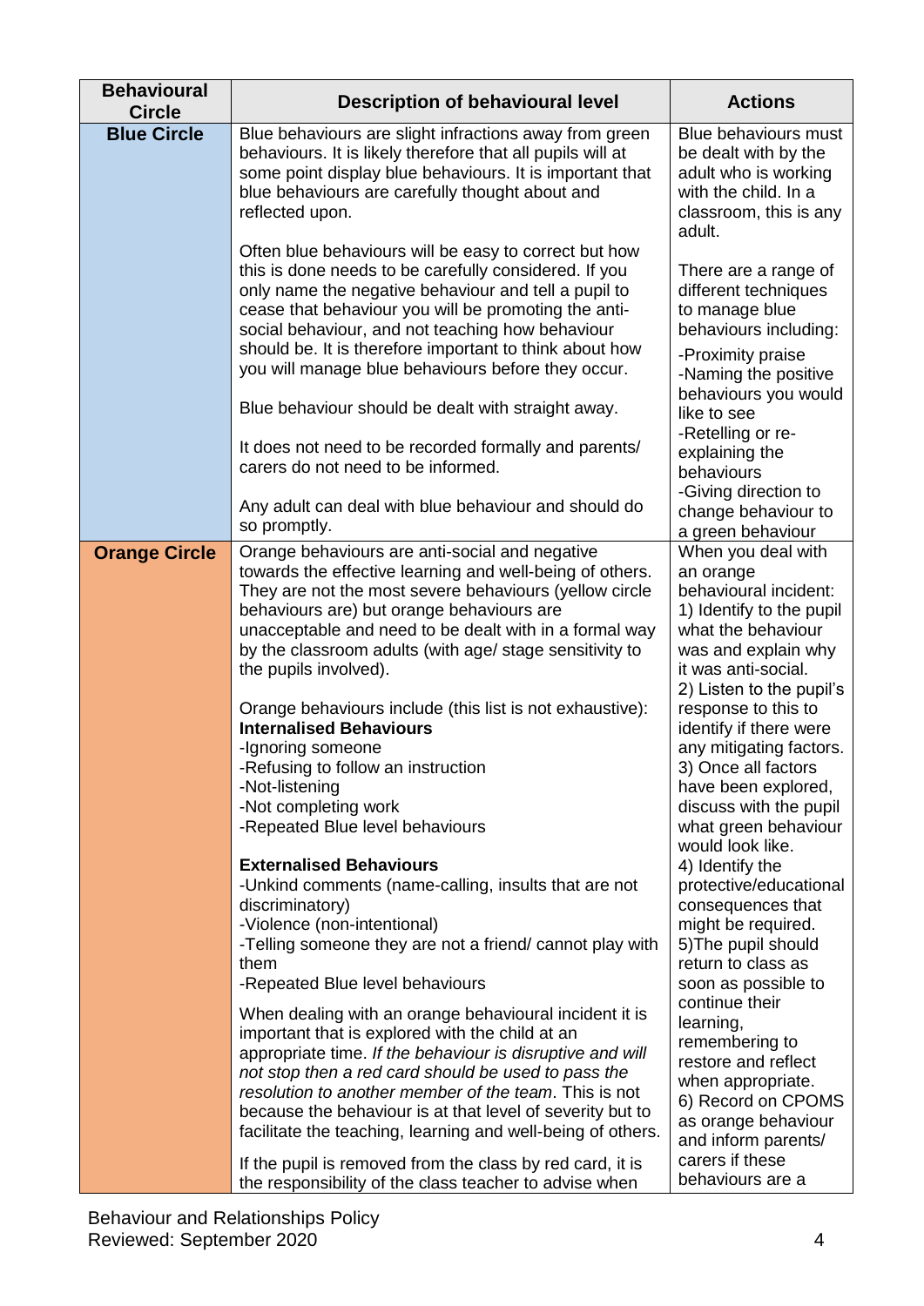| Behavioural Circle | Description of behavioural level | Actions |
|---|---|---|
| **Blue Circle** | Blue behaviours are slight infractions away from green behaviours. It is likely therefore that all pupils will at some point display blue behaviours. It is important that blue behaviours are carefully thought about and reflected upon.<br><br>Often blue behaviours will be easy to correct but how this is done needs to be carefully considered. If you only name the negative behaviour and tell a pupil to cease that behaviour you will be promoting the anti-social behaviour, and not teaching how behaviour should be. It is therefore important to think about how you will manage blue behaviours before they occur.<br><br>Blue behaviour should be dealt with straight away.<br><br>It does not need to be recorded formally and parents/ carers do not need to be informed.<br><br>Any adult can deal with blue behaviour and should do so promptly. | Blue behaviours must be dealt with by the adult who is working with the child. In a classroom, this is any adult.<br><br>There are a range of different techniques to manage blue behaviours including:<br>-Proximity praise<br>-Naming the positive behaviours you would like to see<br>-Retelling or re-explaining the behaviours<br>-Giving direction to change behaviour to a green behaviour |
| **Orange Circle** | Orange behaviours are anti-social and negative towards the effective learning and well-being of others. They are not the most severe behaviours (yellow circle behaviours are) but orange behaviours are unacceptable and need to be dealt with in a formal way by the classroom adults (with age/ stage sensitivity to the pupils involved).<br><br>Orange behaviours include (this list is not exhaustive):<br>**Internalised Behaviours**<br>-Ignoring someone<br>-Refusing to follow an instruction<br>-Not-listening<br>-Not completing work<br>-Repeated Blue level behaviours<br><br>**Externalised Behaviours**<br>-Unkind comments (name-calling, insults that are not discriminatory)<br>-Violence (non-intentional)<br>-Telling someone they are not a friend/ cannot play with them<br>-Repeated Blue level behaviours<br><br>When dealing with an orange behavioural incident it is important that is explored with the child at an appropriate time. *If the behaviour is disruptive and will not stop then a red card should be used to pass the resolution to another member of the team*. This is not because the behaviour is at that level of severity but to facilitate the teaching, learning and well-being of others.<br><br>If the pupil is removed from the class by red card, it is the responsibility of the class teacher to advise when | When you deal with an orange behavioural incident:<br>1) Identify to the pupil what the behaviour was and explain why it was anti-social.<br>2) Listen to the pupil's response to this to identify if there were any mitigating factors.<br>3) Once all factors have been explored, discuss with the pupil what green behaviour would look like.<br>4) Identify the protective/educational consequences that might be required.<br>5)The pupil should return to class as soon as possible to continue their learning, remembering to restore and reflect when appropriate.<br>6) Record on CPOMS as orange behaviour and inform parents/ carers if these behaviours are a |

Behaviour and Relationships Policy
Reviewed: September 2020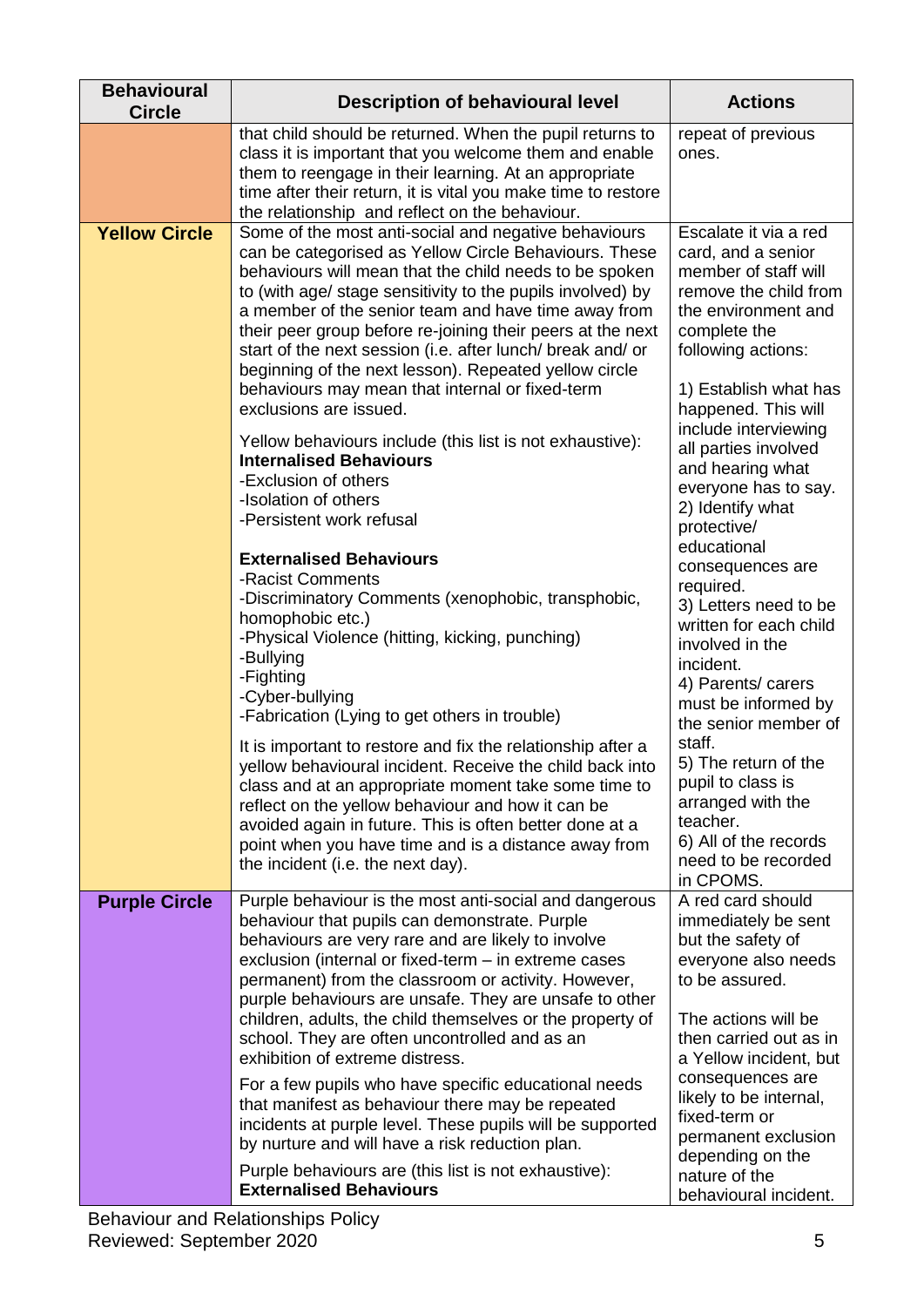| Behavioural Circle | Description of behavioural level | Actions |
|---|---|---|
| | that child should be returned. When the pupil returns to class it is important that you welcome them and enable them to reengage in their learning. At an appropriate time after their return, it is vital you make time to restore the relationship and reflect on the behaviour. | repeat of previous ones. |
| **Yellow Circle** | Some of the most anti-social and negative behaviours can be categorised as Yellow Circle Behaviours. These behaviours will mean that the child needs to be spoken to (with age/ stage sensitivity to the pupils involved) by a member of the senior team and have time away from their peer group before re-joining their peers at the next start of the next session (i.e. after lunch/ break and/ or beginning of the next lesson). Repeated yellow circle behaviours may mean that internal or fixed-term exclusions are issued.<br><br>Yellow behaviours include (this list is not exhaustive):<br>**Internalised Behaviours**<br>-Exclusion of others<br>-Isolation of others<br>-Persistent work refusal<br><br>**Externalised Behaviours**<br>-Racist Comments<br>-Discriminatory Comments (xenophobic, transphobic, homophobic etc.)<br>-Physical Violence (hitting, kicking, punching)<br>-Bullying<br>-Fighting<br>-Cyber-bullying<br>-Fabrication (Lying to get others in trouble)<br><br>It is important to restore and fix the relationship after a yellow behavioural incident. Receive the child back into class and at an appropriate moment take some time to reflect on the yellow behaviour and how it can be avoided again in future. This is often better done at a point when you have time and is a distance away from the incident (i.e. the next day). | Escalate it via a red card, and a senior member of staff will remove the child from the environment and complete the following actions:<br><br>1) Establish what has happened. This will include interviewing all parties involved and hearing what everyone has to say.<br>2) Identify what protective/ educational consequences are required.<br>3) Letters need to be written for each child involved in the incident.<br>4) Parents/ carers must be informed by the senior member of staff.<br>5) The return of the pupil to class is arranged with the teacher.<br>6) All of the records need to be recorded in CPOMS. |
| **Purple Circle** | Purple behaviour is the most anti-social and dangerous behaviour that pupils can demonstrate. Purple behaviours are very rare and are likely to involve exclusion (internal or fixed-term – in extreme cases permanent) from the classroom or activity. However, purple behaviours are unsafe. They are unsafe to other children, adults, the child themselves or the property of school. They are often uncontrolled and as an exhibition of extreme distress.<br><br>For a few pupils who have specific educational needs that manifest as behaviour there may be repeated incidents at purple level. These pupils will be supported by nurture and will have a risk reduction plan.<br><br>Purple behaviours are (this list is not exhaustive):<br>**Externalised Behaviours** | A red card should immediately be sent but the safety of everyone also needs to be assured.<br><br>The actions will be then carried out as in a Yellow incident, but consequences are likely to be internal, fixed-term or permanent exclusion depending on the nature of the behavioural incident. |

Behaviour and Relationships Policy
Reviewed: September 2020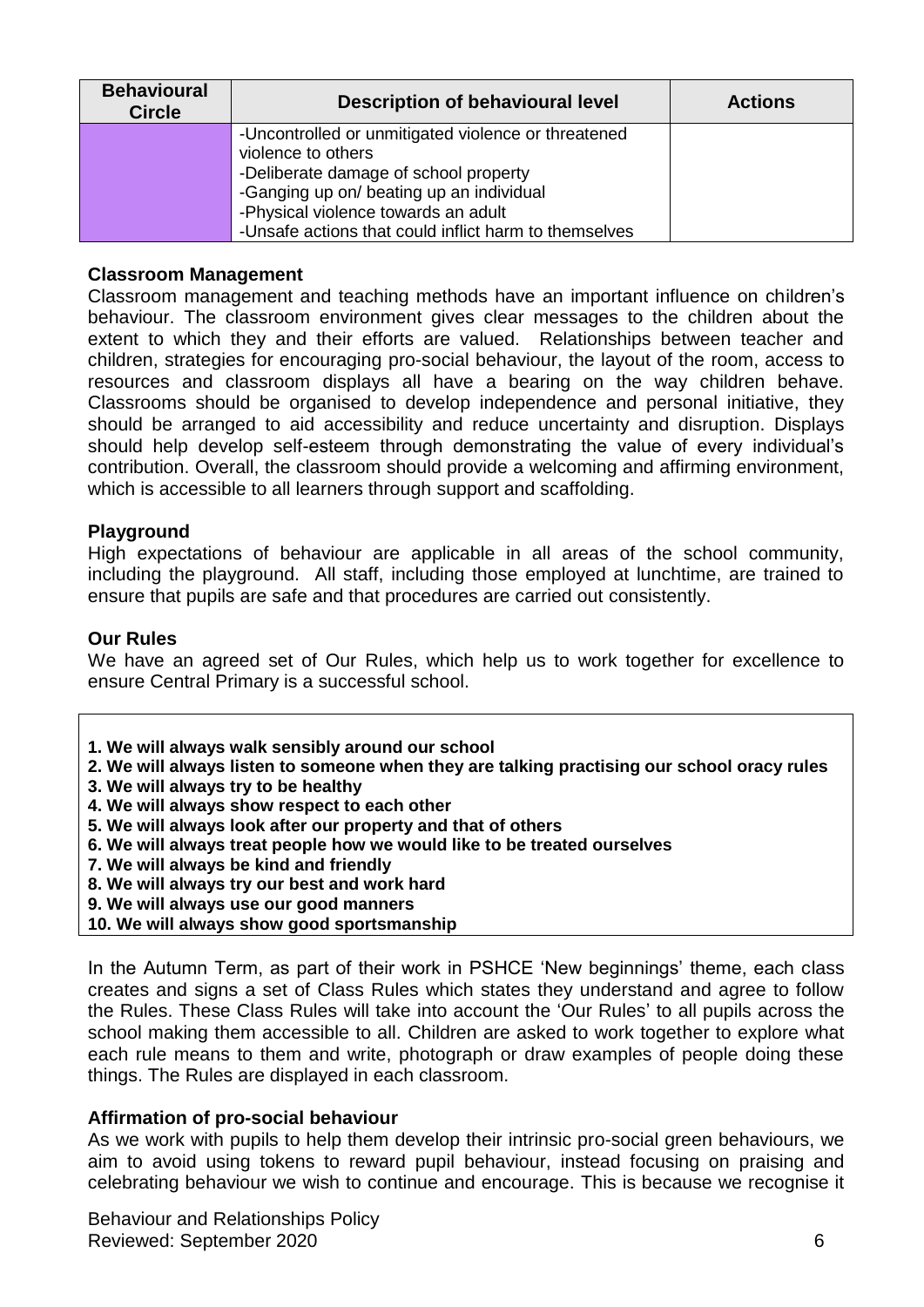| Behavioural Circle | Description of behavioural level | Actions |
|---|---|---|
| | -Uncontrolled or unmitigated violence or threatened violence to others<br>-Deliberate damage of school property<br>-Ganging up on/ beating up an individual<br>-Physical violence towards an adult<br>-Unsafe actions that could inflict harm to themselves | |

**Classroom Management**

Classroom management and teaching methods have an important influence on children's behaviour. The classroom environment gives clear messages to the children about the extent to which they and their efforts are valued. Relationships between teacher and children, strategies for encouraging pro-social behaviour, the layout of the room, access to resources and classroom displays all have a bearing on the way children behave. Classrooms should be organised to develop independence and personal initiative, they should be arranged to aid accessibility and reduce uncertainty and disruption. Displays should help develop self-esteem through demonstrating the value of every individual's contribution. Overall, the classroom should provide a welcoming and affirming environment, which is accessible to all learners through support and scaffolding.

**Playground**

High expectations of behaviour are applicable in all areas of the school community, including the playground. All staff, including those employed at lunchtime, are trained to ensure that pupils are safe and that procedures are carried out consistently.

**Our Rules**

We have an agreed set of Our Rules, which help us to work together for excellence to ensure Central Primary is a successful school.

**1. We will always walk sensibly around our school**
**2. We will always listen to someone when they are talking practising our school oracy rules**
**3. We will always try to be healthy**
**4. We will always show respect to each other**
**5. We will always look after our property and that of others**
**6. We will always treat people how we would like to be treated ourselves**
**7. We will always be kind and friendly**
**8. We will always try our best and work hard**
**9. We will always use our good manners**
**10. We will always show good sportsmanship**

In the Autumn Term, as part of their work in PSHCE 'New beginnings' theme, each class creates and signs a set of Class Rules which states they understand and agree to follow the Rules. These Class Rules will take into account the 'Our Rules' to all pupils across the school making them accessible to all. Children are asked to work together to explore what each rule means to them and write, photograph or draw examples of people doing these things. The Rules are displayed in each classroom.

**Affirmation of pro-social behaviour**

As we work with pupils to help them develop their intrinsic pro-social green behaviours, we aim to avoid using tokens to reward pupil behaviour, instead focusing on praising and celebrating behaviour we wish to continue and encourage. This is because we recognise it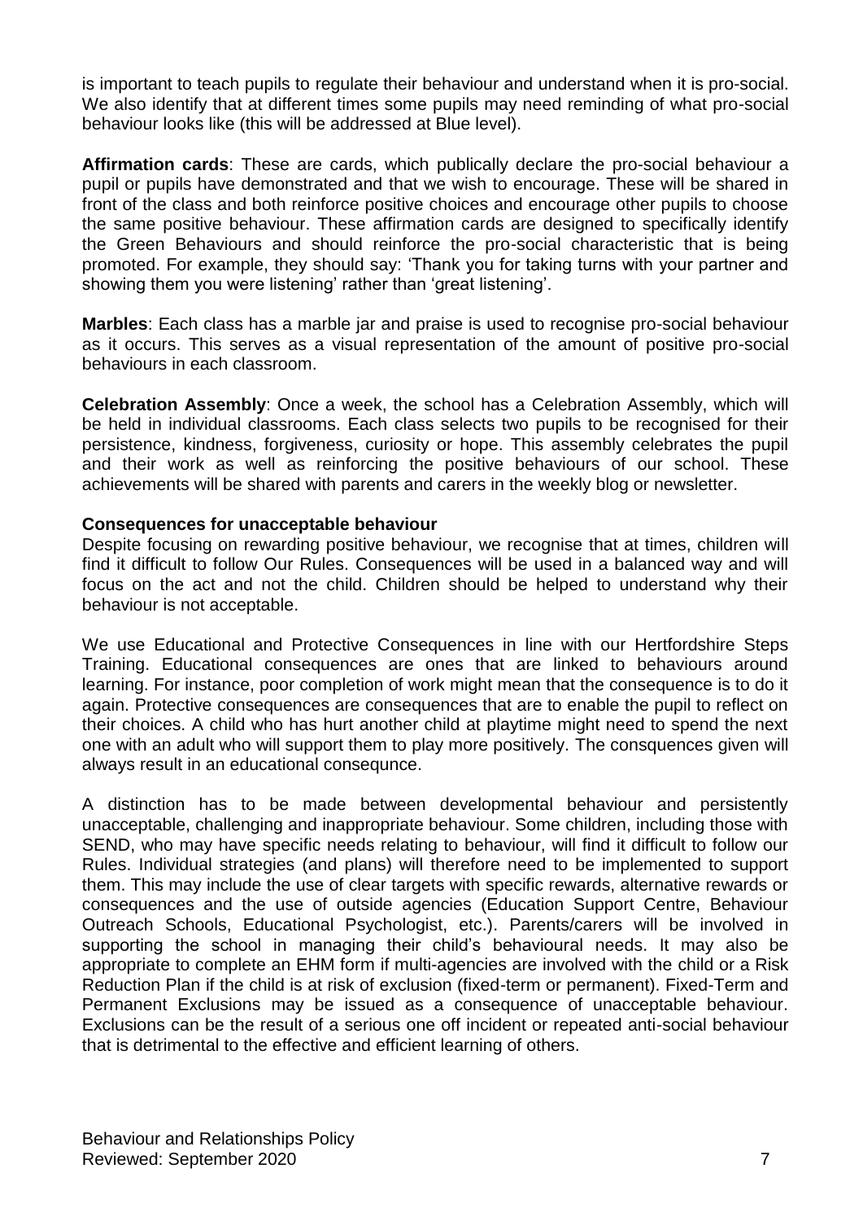is important to teach pupils to regulate their behaviour and understand when it is pro-social. We also identify that at different times some pupils may need reminding of what pro-social behaviour looks like (this will be addressed at Blue level).

**Affirmation cards**: These are cards, which publically declare the pro-social behaviour a pupil or pupils have demonstrated and that we wish to encourage. These will be shared in front of the class and both reinforce positive choices and encourage other pupils to choose the same positive behaviour. These affirmation cards are designed to specifically identify the Green Behaviours and should reinforce the pro-social characteristic that is being promoted. For example, they should say: 'Thank you for taking turns with your partner and showing them you were listening' rather than 'great listening'.

**Marbles**: Each class has a marble jar and praise is used to recognise pro-social behaviour as it occurs. This serves as a visual representation of the amount of positive pro-social behaviours in each classroom.

**Celebration Assembly**: Once a week, the school has a Celebration Assembly, which will be held in individual classrooms. Each class selects two pupils to be recognised for their persistence, kindness, forgiveness, curiosity or hope. This assembly celebrates the pupil and their work as well as reinforcing the positive behaviours of our school. These achievements will be shared with parents and carers in the weekly blog or newsletter.

**Consequences for unacceptable behaviour**

Despite focusing on rewarding positive behaviour, we recognise that at times, children will find it difficult to follow Our Rules. Consequences will be used in a balanced way and will focus on the act and not the child. Children should be helped to understand why their behaviour is not acceptable.

We use Educational and Protective Consequences in line with our Hertfordshire Steps Training. Educational consequences are ones that are linked to behaviours around learning. For instance, poor completion of work might mean that the consequence is to do it again. Protective consequences are consequences that are to enable the pupil to reflect on their choices. A child who has hurt another child at playtime might need to spend the next one with an adult who will support them to play more positively. The consquences given will always result in an educational consequnce.

A distinction has to be made between developmental behaviour and persistently unacceptable, challenging and inappropriate behaviour. Some children, including those with SEND, who may have specific needs relating to behaviour, will find it difficult to follow our Rules. Individual strategies (and plans) will therefore need to be implemented to support them. This may include the use of clear targets with specific rewards, alternative rewards or consequences and the use of outside agencies (Education Support Centre, Behaviour Outreach Schools, Educational Psychologist, etc.). Parents/carers will be involved in supporting the school in managing their child's behavioural needs. It may also be appropriate to complete an EHM form if multi-agencies are involved with the child or a Risk Reduction Plan if the child is at risk of exclusion (fixed-term or permanent). Fixed-Term and Permanent Exclusions may be issued as a consequence of unacceptable behaviour. Exclusions can be the result of a serious one off incident or repeated anti-social behaviour that is detrimental to the effective and efficient learning of others.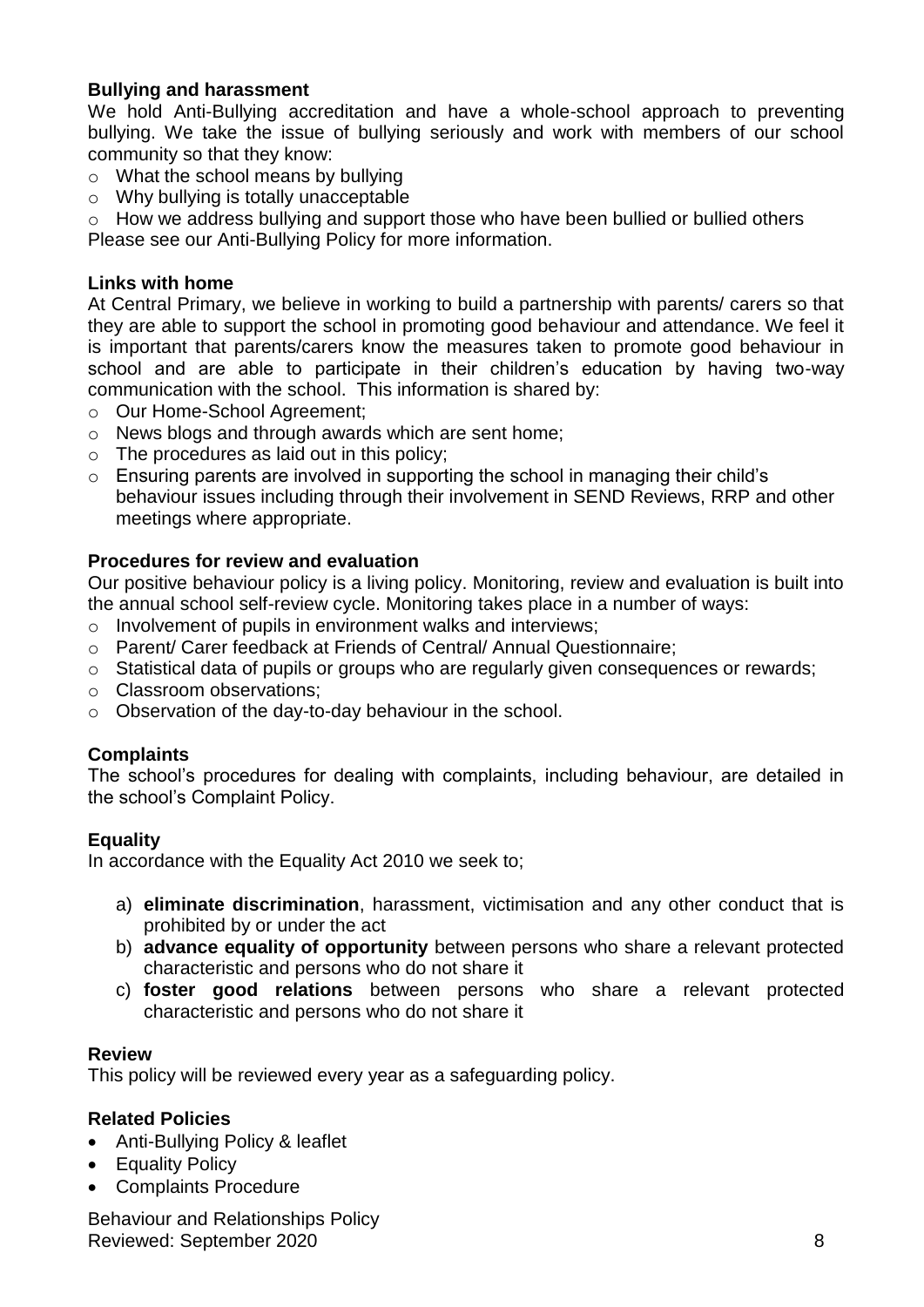**Bullying and harassment**

We hold Anti-Bullying accreditation and have a whole-school approach to preventing bullying. We take the issue of bullying seriously and work with members of our school community so that they know:

- What the school means by bullying
- Why bullying is totally unacceptable
- How we address bullying and support those who have been bullied or bullied others

Please see our Anti-Bullying Policy for more information.

**Links with home**

At Central Primary, we believe in working to build a partnership with parents/ carers so that they are able to support the school in promoting good behaviour and attendance. We feel it is important that parents/carers know the measures taken to promote good behaviour in school and are able to participate in their children's education by having two-way communication with the school. This information is shared by:

- Our Home-School Agreement;
- News blogs and through awards which are sent home;
- The procedures as laid out in this policy;
- Ensuring parents are involved in supporting the school in managing their child's behaviour issues including through their involvement in SEND Reviews, RRP and other meetings where appropriate.

**Procedures for review and evaluation**

Our positive behaviour policy is a living policy. Monitoring, review and evaluation is built into the annual school self-review cycle. Monitoring takes place in a number of ways:

- Involvement of pupils in environment walks and interviews;
- Parent/ Carer feedback at Friends of Central/ Annual Questionnaire;
- Statistical data of pupils or groups who are regularly given consequences or rewards;
- Classroom observations;
- Observation of the day-to-day behaviour in the school.

**Complaints**

The school's procedures for dealing with complaints, including behaviour, are detailed in the school's Complaint Policy.

**Equality**

In accordance with the Equality Act 2010 we seek to;

a) **eliminate discrimination**, harassment, victimisation and any other conduct that is prohibited by or under the act
b) **advance equality of opportunity** between persons who share a relevant protected characteristic and persons who do not share it
c) **foster good relations** between persons who share a relevant protected characteristic and persons who do not share it

**Review**

This policy will be reviewed every year as a safeguarding policy.

**Related Policies**

- Anti-Bullying Policy & leaflet
- Equality Policy
- Complaints Procedure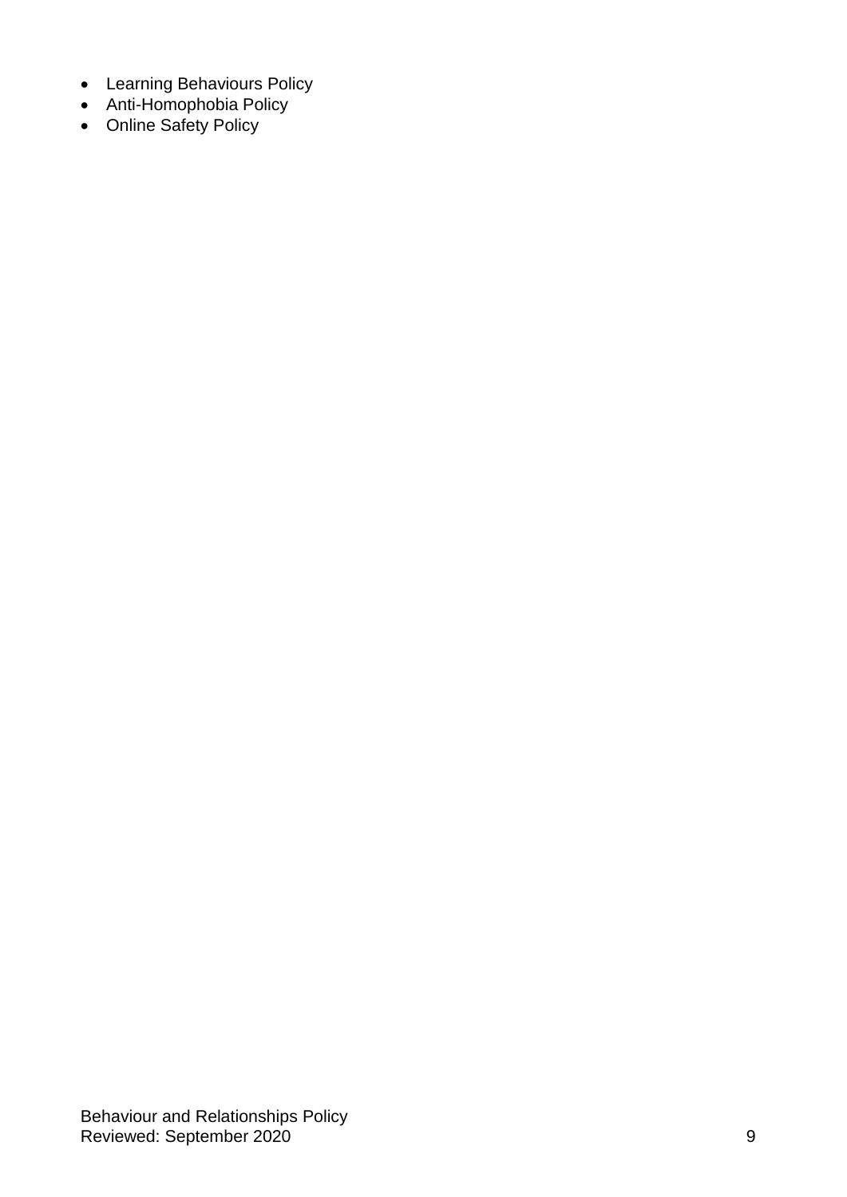- Learning Behaviours Policy
- Anti-Homophobia Policy
- Online Safety Policy